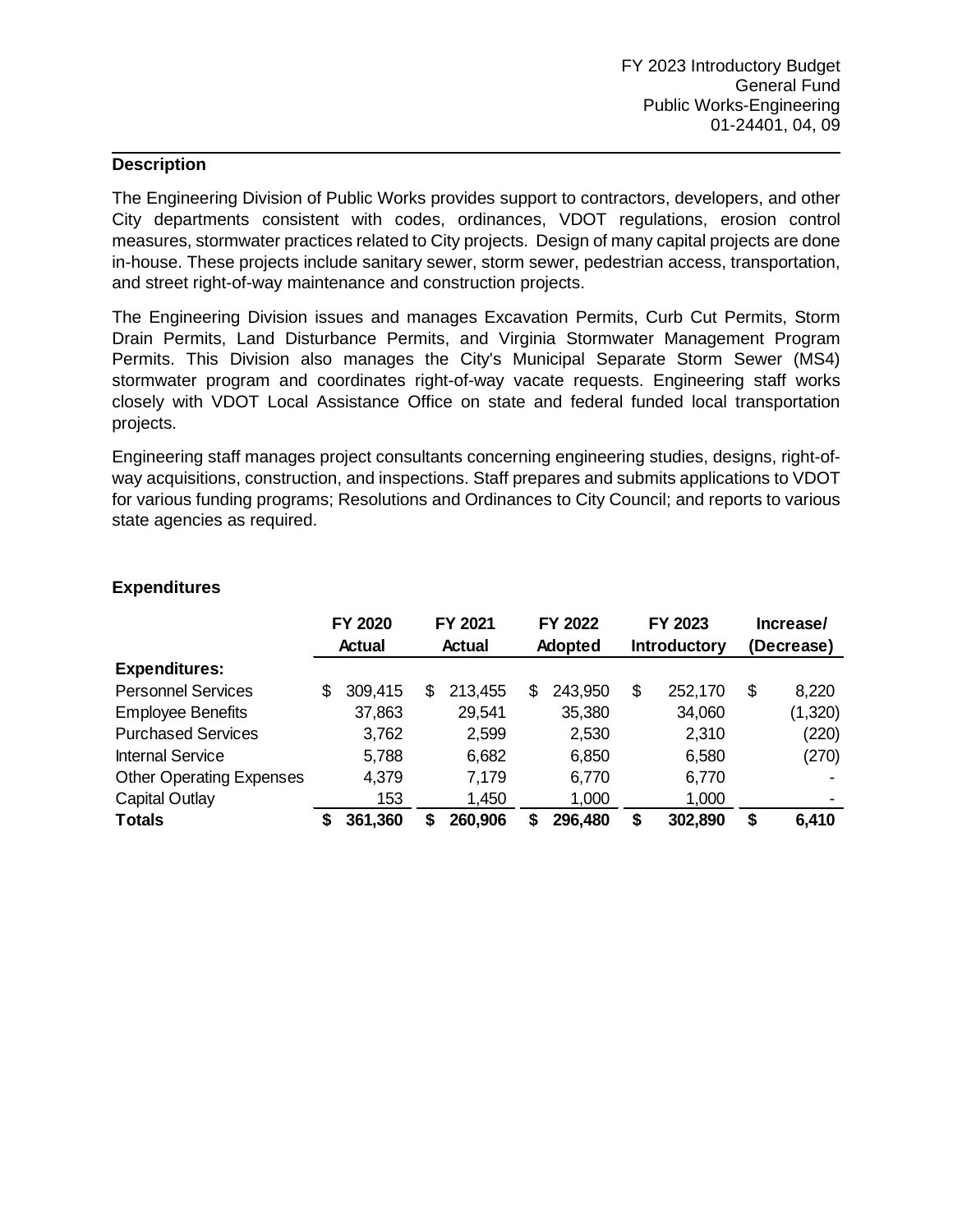FY 2023 Introductory Budget
General Fund
Public Works-Engineering
01-24401, 04, 09

## Description

The Engineering Division of Public Works provides support to contractors, developers, and other City departments consistent with codes, ordinances, VDOT regulations, erosion control measures, stormwater practices related to City projects. Design of many capital projects are done in-house. These projects include sanitary sewer, storm sewer, pedestrian access, transportation, and street right-of-way maintenance and construction projects.

The Engineering Division issues and manages Excavation Permits, Curb Cut Permits, Storm Drain Permits, Land Disturbance Permits, and Virginia Stormwater Management Program Permits. This Division also manages the City's Municipal Separate Storm Sewer (MS4) stormwater program and coordinates right-of-way vacate requests. Engineering staff works closely with VDOT Local Assistance Office on state and federal funded local transportation projects.

Engineering staff manages project consultants concerning engineering studies, designs, right-of-way acquisitions, construction, and inspections. Staff prepares and submits applications to VDOT for various funding programs; Resolutions and Ordinances to City Council; and reports to various state agencies as required.

## Expenditures

| | FY 2020 Actual | FY 2021 Actual | FY 2022 Adopted | FY 2023 Introductory | Increase/ (Decrease) |
|---|---|---|---|---|---|
| **Expenditures:** | | | | | |
| Personnel Services | $ 309,415 | $ 213,455 | $ 243,950 | $ 252,170 | $ 8,220 |
| Employee Benefits | 37,863 | 29,541 | 35,380 | 34,060 | (1,320) |
| Purchased Services | 3,762 | 2,599 | 2,530 | 2,310 | (220) |
| Internal Service | 5,788 | 6,682 | 6,850 | 6,580 | (270) |
| Other Operating Expenses | 4,379 | 7,179 | 6,770 | 6,770 | - |
| Capital Outlay | 153 | 1,450 | 1,000 | 1,000 | - |
| **Totals** | **$ 361,360** | **$ 260,906** | **$ 296,480** | **$ 302,890** | **$ 6,410** |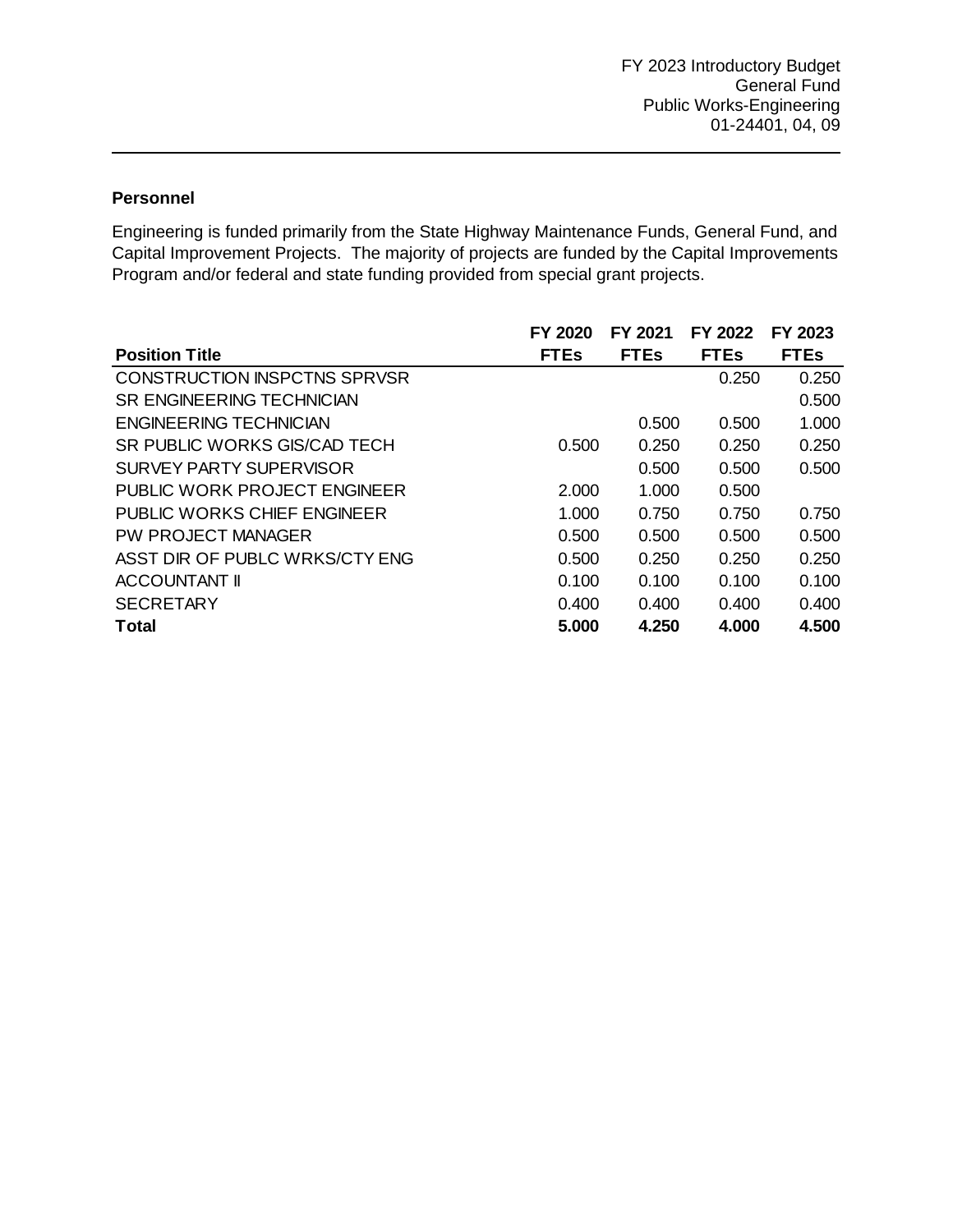## Personnel

Engineering is funded primarily from the State Highway Maintenance Funds, General Fund, and Capital Improvement Projects. The majority of projects are funded by the Capital Improvements Program and/or federal and state funding provided from special grant projects.

| Position Title | FY 2020 FTEs | FY 2021 FTEs | FY 2022 FTEs | FY 2023 FTEs |
|---|---|---|---|---|
| CONSTRUCTION INSPCTNS SPRVSR | | | 0.250 | 0.250 |
| SR ENGINEERING TECHNICIAN | | | | 0.500 |
| ENGINEERING TECHNICIAN | | 0.500 | 0.500 | 1.000 |
| SR PUBLIC WORKS GIS/CAD TECH | 0.500 | 0.250 | 0.250 | 0.250 |
| SURVEY PARTY SUPERVISOR | | 0.500 | 0.500 | 0.500 |
| PUBLIC WORK PROJECT ENGINEER | 2.000 | 1.000 | 0.500 | |
| PUBLIC WORKS CHIEF ENGINEER | 1.000 | 0.750 | 0.750 | 0.750 |
| PW PROJECT MANAGER | 0.500 | 0.500 | 0.500 | 0.500 |
| ASST DIR OF PUBLC WRKS/CTY ENG | 0.500 | 0.250 | 0.250 | 0.250 |
| ACCOUNTANT II | 0.100 | 0.100 | 0.100 | 0.100 |
| SECRETARY | 0.400 | 0.400 | 0.400 | 0.400 |
| **Total** | **5.000** | **4.250** | **4.000** | **4.500** |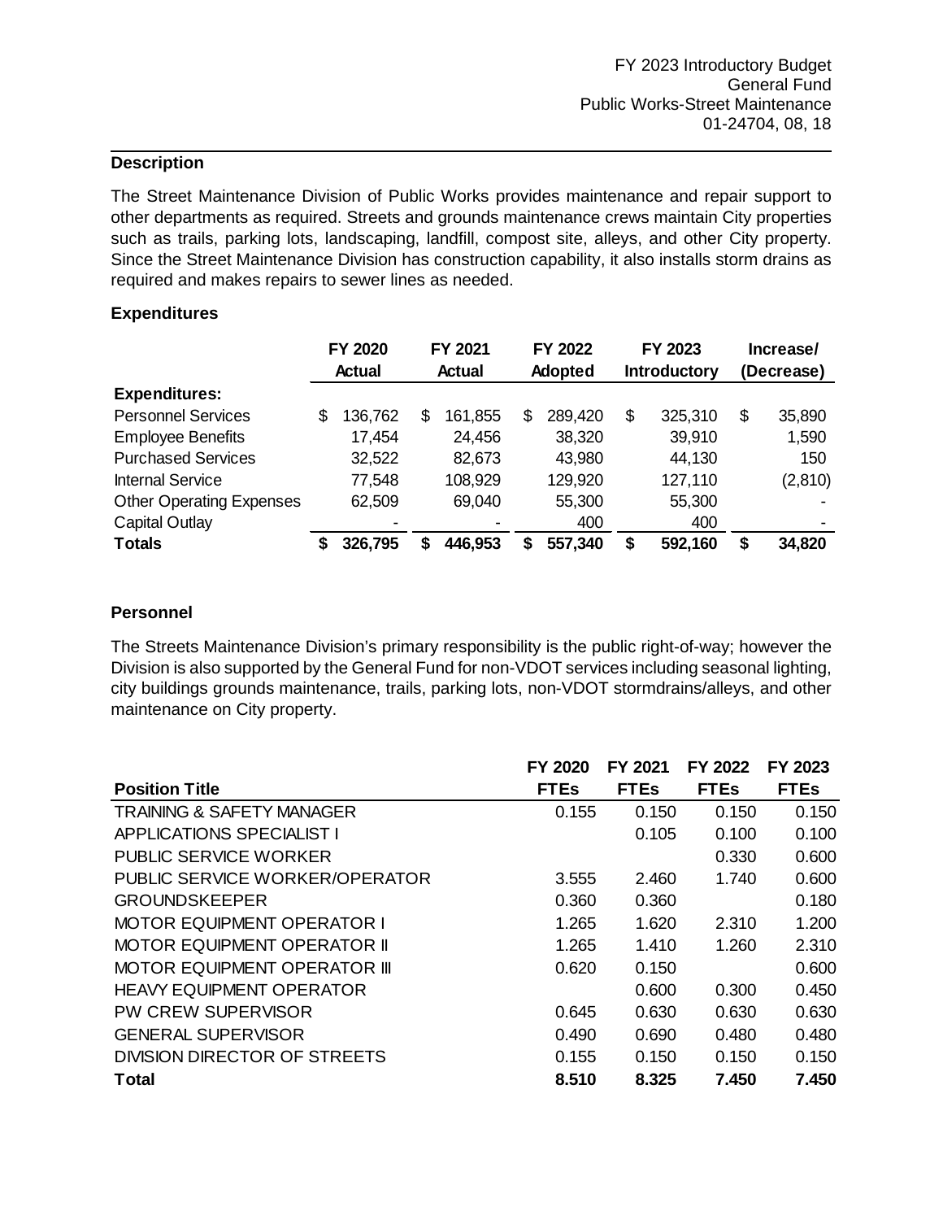FY 2023 Introductory Budget
General Fund
Public Works-Street Maintenance
01-24704, 08, 18

## Description

The Street Maintenance Division of Public Works provides maintenance and repair support to other departments as required. Streets and grounds maintenance crews maintain City properties such as trails, parking lots, landscaping, landfill, compost site, alleys, and other City property. Since the Street Maintenance Division has construction capability, it also installs storm drains as required and makes repairs to sewer lines as needed.

## Expenditures

| | FY 2020 Actual | FY 2021 Actual | FY 2022 Adopted | FY 2023 Introductory | Increase/ (Decrease) |
|---|---|---|---|---|---|
| **Expenditures:** | | | | | |
| Personnel Services | $ 136,762 | $ 161,855 | $ 289,420 | $ 325,310 | $ 35,890 |
| Employee Benefits | 17,454 | 24,456 | 38,320 | 39,910 | 1,590 |
| Purchased Services | 32,522 | 82,673 | 43,980 | 44,130 | 150 |
| Internal Service | 77,548 | 108,929 | 129,920 | 127,110 | (2,810) |
| Other Operating Expenses | 62,509 | 69,040 | 55,300 | 55,300 | - |
| Capital Outlay | - | - | 400 | 400 | - |
| **Totals** | **$ 326,795** | **$ 446,953** | **$ 557,340** | **$ 592,160** | **$ 34,820** |

## Personnel

The Streets Maintenance Division's primary responsibility is the public right-of-way; however the Division is also supported by the General Fund for non-VDOT services including seasonal lighting, city buildings grounds maintenance, trails, parking lots, non-VDOT stormdrains/alleys, and other maintenance on City property.

| Position Title | FY 2020 FTEs | FY 2021 FTEs | FY 2022 FTEs | FY 2023 FTEs |
|---|---|---|---|---|
| TRAINING & SAFETY MANAGER | 0.155 | 0.150 | 0.150 | 0.150 |
| APPLICATIONS SPECIALIST I | | 0.105 | 0.100 | 0.100 |
| PUBLIC SERVICE WORKER | | | 0.330 | 0.600 |
| PUBLIC SERVICE WORKER/OPERATOR | 3.555 | 2.460 | 1.740 | 0.600 |
| GROUNDSKEEPER | 0.360 | 0.360 | | 0.180 |
| MOTOR EQUIPMENT OPERATOR I | 1.265 | 1.620 | 2.310 | 1.200 |
| MOTOR EQUIPMENT OPERATOR II | 1.265 | 1.410 | 1.260 | 2.310 |
| MOTOR EQUIPMENT OPERATOR III | 0.620 | 0.150 | | 0.600 |
| HEAVY EQUIPMENT OPERATOR | | 0.600 | 0.300 | 0.450 |
| PW CREW SUPERVISOR | 0.645 | 0.630 | 0.630 | 0.630 |
| GENERAL SUPERVISOR | 0.490 | 0.690 | 0.480 | 0.480 |
| DIVISION DIRECTOR OF STREETS | 0.155 | 0.150 | 0.150 | 0.150 |
| **Total** | **8.510** | **8.325** | **7.450** | **7.450** |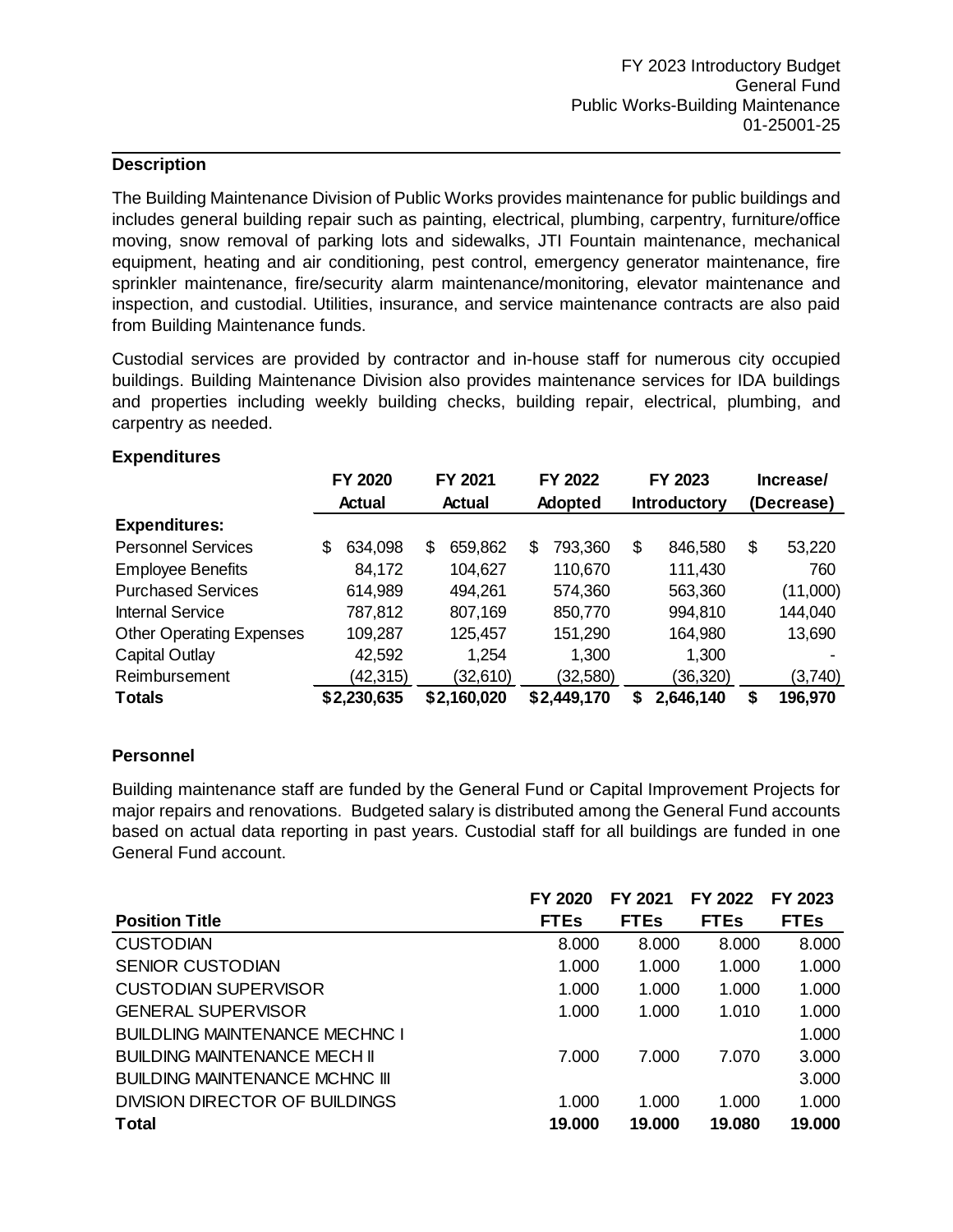FY 2023 Introductory Budget
General Fund
Public Works-Building Maintenance
01-25001-25

## Description

The Building Maintenance Division of Public Works provides maintenance for public buildings and includes general building repair such as painting, electrical, plumbing, carpentry, furniture/office moving, snow removal of parking lots and sidewalks, JTI Fountain maintenance, mechanical equipment, heating and air conditioning, pest control, emergency generator maintenance, fire sprinkler maintenance, fire/security alarm maintenance/monitoring, elevator maintenance and inspection, and custodial. Utilities, insurance, and service maintenance contracts are also paid from Building Maintenance funds.

Custodial services are provided by contractor and in-house staff for numerous city occupied buildings. Building Maintenance Division also provides maintenance services for IDA buildings and properties including weekly building checks, building repair, electrical, plumbing, and carpentry as needed.

## Expenditures

| | FY 2020 Actual | FY 2021 Actual | FY 2022 Adopted | FY 2023 Introductory | Increase/ (Decrease) |
|---|---|---|---|---|---|
| **Expenditures:** | | | | | |
| Personnel Services | $ 634,098 | $ 659,862 | $ 793,360 | $ 846,580 | $ 53,220 |
| Employee Benefits | 84,172 | 104,627 | 110,670 | 111,430 | 760 |
| Purchased Services | 614,989 | 494,261 | 574,360 | 563,360 | (11,000) |
| Internal Service | 787,812 | 807,169 | 850,770 | 994,810 | 144,040 |
| Other Operating Expenses | 109,287 | 125,457 | 151,290 | 164,980 | 13,690 |
| Capital Outlay | 42,592 | 1,254 | 1,300 | 1,300 | - |
| Reimbursement | (42,315) | (32,610) | (32,580) | (36,320) | (3,740) |
| **Totals** | **$2,230,635** | **$2,160,020** | **$2,449,170** | **$ 2,646,140** | **$ 196,970** |

## Personnel

Building maintenance staff are funded by the General Fund or Capital Improvement Projects for major repairs and renovations. Budgeted salary is distributed among the General Fund accounts based on actual data reporting in past years. Custodial staff for all buildings are funded in one General Fund account.

| Position Title | FY 2020 FTEs | FY 2021 FTEs | FY 2022 FTEs | FY 2023 FTEs |
|---|---|---|---|---|
| CUSTODIAN | 8.000 | 8.000 | 8.000 | 8.000 |
| SENIOR CUSTODIAN | 1.000 | 1.000 | 1.000 | 1.000 |
| CUSTODIAN SUPERVISOR | 1.000 | 1.000 | 1.000 | 1.000 |
| GENERAL SUPERVISOR | 1.000 | 1.000 | 1.010 | 1.000 |
| BUILDLING MAINTENANCE MECHNC I | | | | 1.000 |
| BUILDING MAINTENANCE MECH II | 7.000 | 7.000 | 7.070 | 3.000 |
| BUILDLING MAINTENANCE MCHNC III | | | | 3.000 |
| DIVISION DIRECTOR OF BUILDINGS | 1.000 | 1.000 | 1.000 | 1.000 |
| **Total** | **19.000** | **19.000** | **19.080** | **19.000** |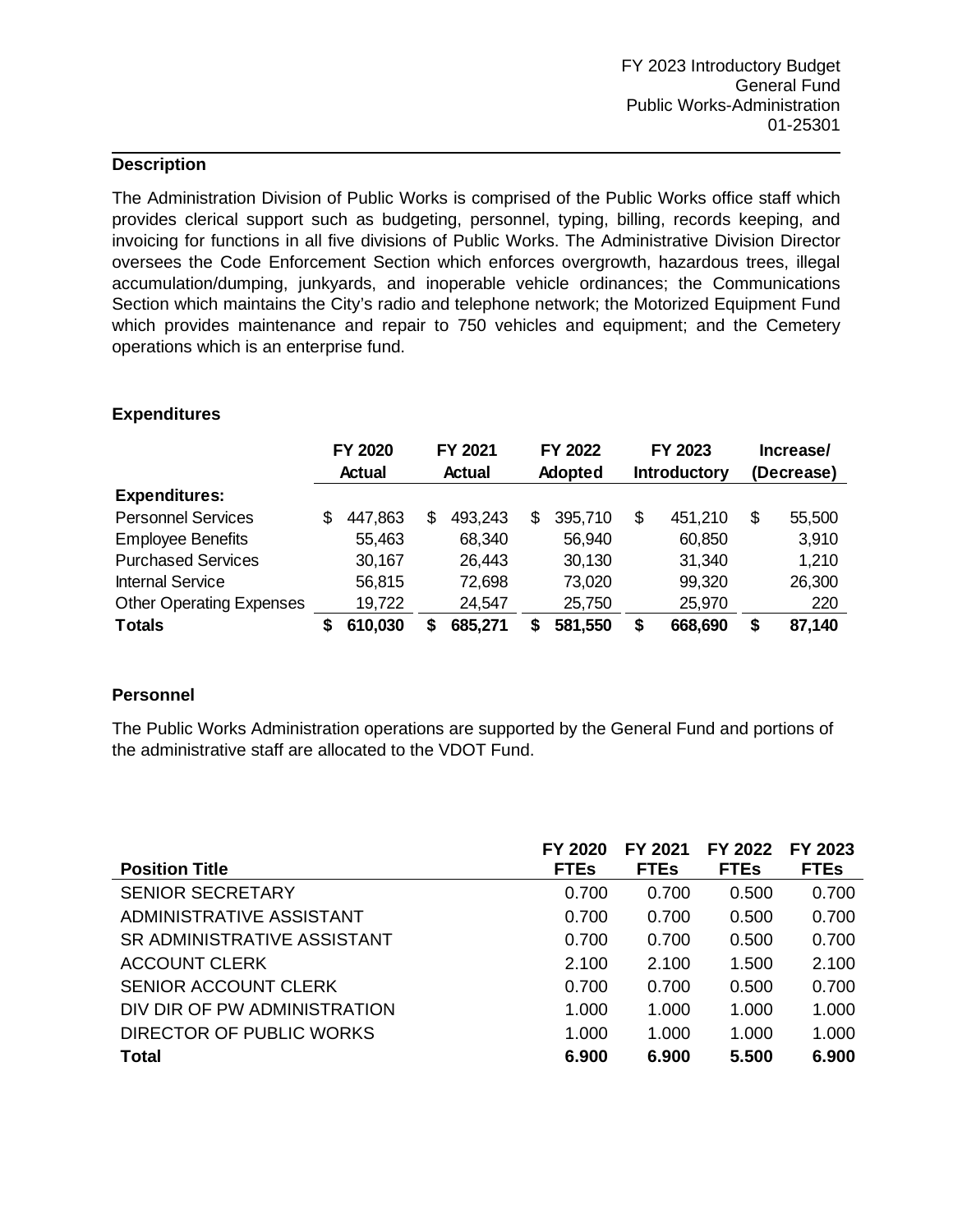FY 2023 Introductory Budget
General Fund
Public Works-Administration
01-25301

## Description

The Administration Division of Public Works is comprised of the Public Works office staff which provides clerical support such as budgeting, personnel, typing, billing, records keeping, and invoicing for functions in all five divisions of Public Works. The Administrative Division Director oversees the Code Enforcement Section which enforces overgrowth, hazardous trees, illegal accumulation/dumping, junkyards, and inoperable vehicle ordinances; the Communications Section which maintains the City's radio and telephone network; the Motorized Equipment Fund which provides maintenance and repair to 750 vehicles and equipment; and the Cemetery operations which is an enterprise fund.

## Expenditures

| | FY 2020 Actual | FY 2021 Actual | FY 2022 Adopted | FY 2023 Introductory | Increase/ (Decrease) |
|---|---|---|---|---|---|
| **Expenditures:** | | | | | |
| Personnel Services | $ 447,863 | $ 493,243 | $ 395,710 | $ 451,210 | $ 55,500 |
| Employee Benefits | 55,463 | 68,340 | 56,940 | 60,850 | 3,910 |
| Purchased Services | 30,167 | 26,443 | 30,130 | 31,340 | 1,210 |
| Internal Service | 56,815 | 72,698 | 73,020 | 99,320 | 26,300 |
| Other Operating Expenses | 19,722 | 24,547 | 25,750 | 25,970 | 220 |
| **Totals** | **$ 610,030** | **$ 685,271** | **$ 581,550** | **$ 668,690** | **$ 87,140** |

## Personnel

The Public Works Administration operations are supported by the General Fund and portions of the administrative staff are allocated to the VDOT Fund.

| Position Title | FY 2020 FTEs | FY 2021 FTEs | FY 2022 FTEs | FY 2023 FTEs |
|---|---|---|---|---|
| SENIOR SECRETARY | 0.700 | 0.700 | 0.500 | 0.700 |
| ADMINISTRATIVE ASSISTANT | 0.700 | 0.700 | 0.500 | 0.700 |
| SR ADMINISTRATIVE ASSISTANT | 0.700 | 0.700 | 0.500 | 0.700 |
| ACCOUNT CLERK | 2.100 | 2.100 | 1.500 | 2.100 |
| SENIOR ACCOUNT CLERK | 0.700 | 0.700 | 0.500 | 0.700 |
| DIV DIR OF PW ADMINISTRATION | 1.000 | 1.000 | 1.000 | 1.000 |
| DIRECTOR OF PUBLIC WORKS | 1.000 | 1.000 | 1.000 | 1.000 |
| **Total** | **6.900** | **6.900** | **5.500** | **6.900** |